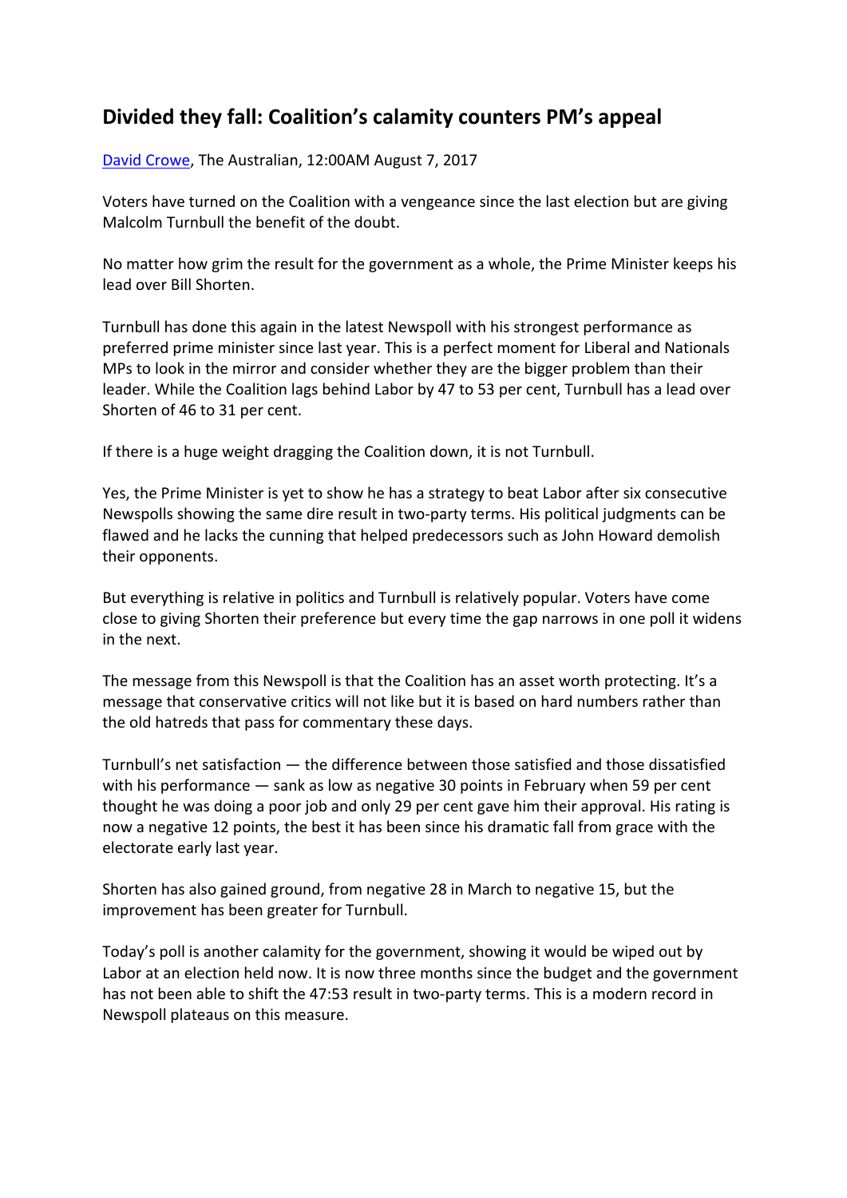# Divided they fall: Coalition's calamity counters PM's appeal

[David Crowe](), The Australian, 12:00AM August 7, 2017

Voters have turned on the Coalition with a vengeance since the last election but are giving Malcolm Turnbull the benefit of the doubt.

No matter how grim the result for the government as a whole, the Prime Minister keeps his lead over Bill Shorten.

Turnbull has done this again in the latest Newspoll with his strongest performance as preferred prime minister since last year. This is a perfect moment for Liberal and Nationals MPs to look in the mirror and consider whether they are the bigger problem than their leader. While the Coalition lags behind Labor by 47 to 53 per cent, Turnbull has a lead over Shorten of 46 to 31 per cent.

If there is a huge weight dragging the Coalition down, it is not Turnbull.

Yes, the Prime Minister is yet to show he has a strategy to beat Labor after six consecutive Newspolls showing the same dire result in two-party terms. His political judgments can be flawed and he lacks the cunning that helped predecessors such as John Howard demolish their opponents.

But everything is relative in politics and Turnbull is relatively popular. Voters have come close to giving Shorten their preference but every time the gap narrows in one poll it widens in the next.

The message from this Newspoll is that the Coalition has an asset worth protecting. It's a message that conservative critics will not like but it is based on hard numbers rather than the old hatreds that pass for commentary these days.

Turnbull's net satisfaction — the difference between those satisfied and those dissatisfied with his performance — sank as low as negative 30 points in February when 59 per cent thought he was doing a poor job and only 29 per cent gave him their approval. His rating is now a negative 12 points, the best it has been since his dramatic fall from grace with the electorate early last year.

Shorten has also gained ground, from negative 28 in March to negative 15, but the improvement has been greater for Turnbull.

Today's poll is another calamity for the government, showing it would be wiped out by Labor at an election held now. It is now three months since the budget and the government has not been able to shift the 47:53 result in two-party terms. This is a modern record in Newspoll plateaus on this measure.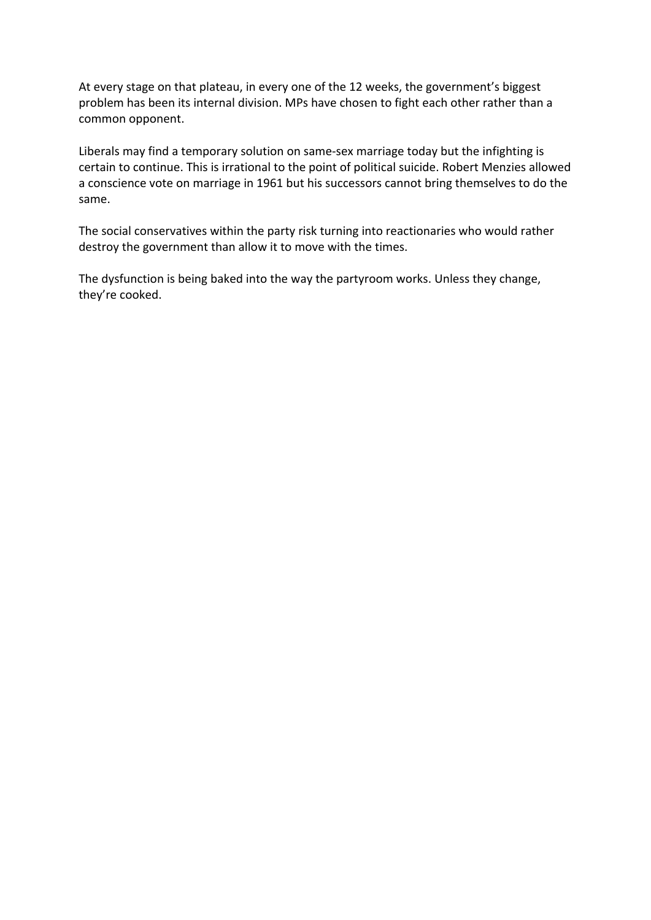At every stage on that plateau, in every one of the 12 weeks, the government's biggest problem has been its internal division. MPs have chosen to fight each other rather than a common opponent.

Liberals may find a temporary solution on same-sex marriage today but the infighting is certain to continue. This is irrational to the point of political suicide. Robert Menzies allowed a conscience vote on marriage in 1961 but his successors cannot bring themselves to do the same.

The social conservatives within the party risk turning into reactionaries who would rather destroy the government than allow it to move with the times.

The dysfunction is being baked into the way the partyroom works. Unless they change, they're cooked.